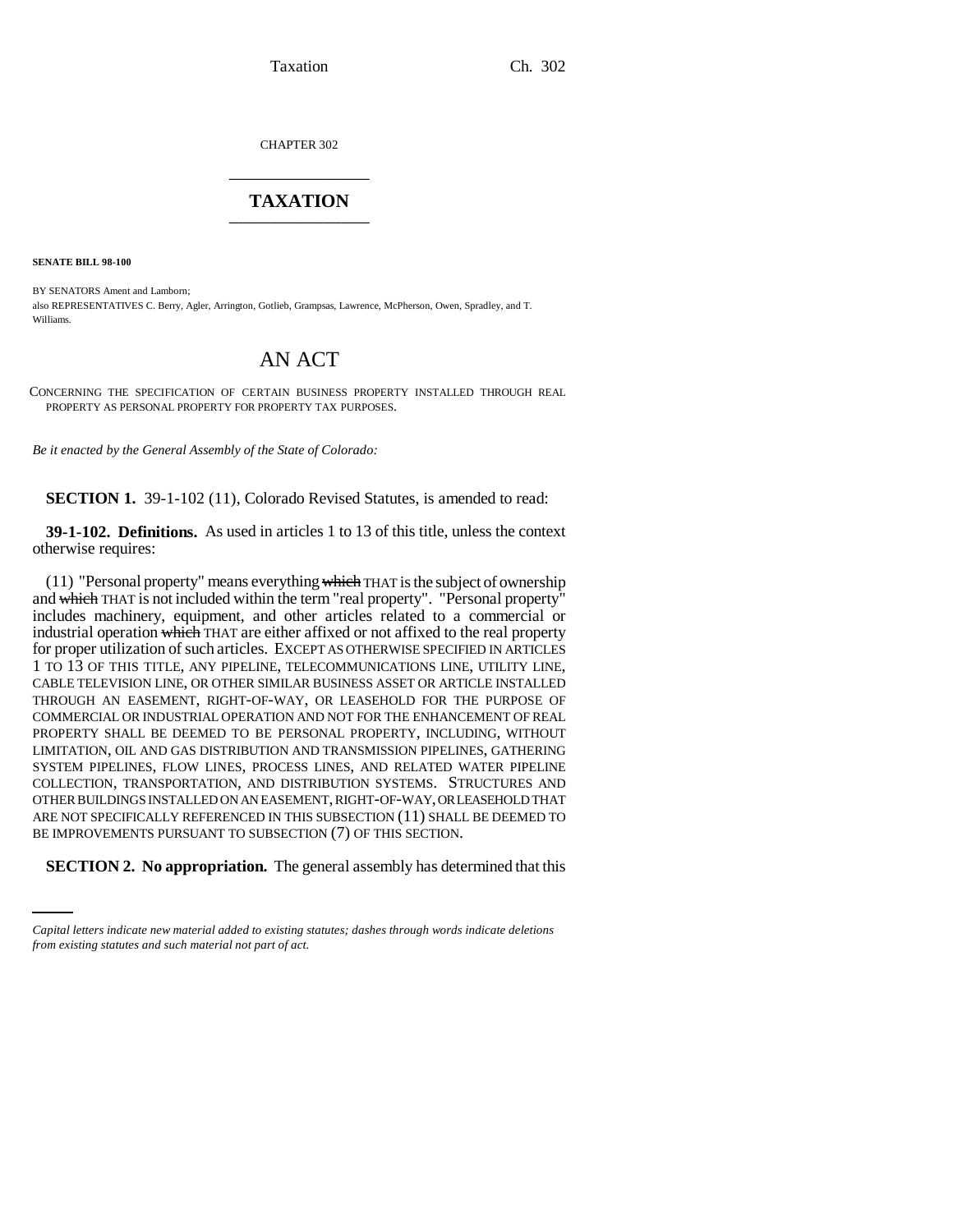CHAPTER 302

# TAXATION

**SENATE BILL 98-100**

BY SENATORS Ament and Lamborn;
also REPRESENTATIVES C. Berry, Agler, Arrington, Gotlieb, Grampsas, Lawrence, McPherson, Owen, Spradley, and T. Williams.

## AN ACT

CONCERNING THE SPECIFICATION OF CERTAIN BUSINESS PROPERTY INSTALLED THROUGH REAL PROPERTY AS PERSONAL PROPERTY FOR PROPERTY TAX PURPOSES.

*Be it enacted by the General Assembly of the State of Colorado:*

**SECTION 1.** 39-1-102 (11), Colorado Revised Statutes, is amended to read:

**39-1-102. Definitions.** As used in articles 1 to 13 of this title, unless the context otherwise requires:

(11) "Personal property" means everything ~~which~~ THAT is the subject of ownership and ~~which~~ THAT is not included within the term "real property". "Personal property" includes machinery, equipment, and other articles related to a commercial or industrial operation ~~which~~ THAT are either affixed or not affixed to the real property for proper utilization of such articles. EXCEPT AS OTHERWISE SPECIFIED IN ARTICLES 1 TO 13 OF THIS TITLE, ANY PIPELINE, TELECOMMUNICATIONS LINE, UTILITY LINE, CABLE TELEVISION LINE, OR OTHER SIMILAR BUSINESS ASSET OR ARTICLE INSTALLED THROUGH AN EASEMENT, RIGHT-OF-WAY, OR LEASEHOLD FOR THE PURPOSE OF COMMERCIAL OR INDUSTRIAL OPERATION AND NOT FOR THE ENHANCEMENT OF REAL PROPERTY SHALL BE DEEMED TO BE PERSONAL PROPERTY, INCLUDING, WITHOUT LIMITATION, OIL AND GAS DISTRIBUTION AND TRANSMISSION PIPELINES, GATHERING SYSTEM PIPELINES, FLOW LINES, PROCESS LINES, AND RELATED WATER PIPELINE COLLECTION, TRANSPORTATION, AND DISTRIBUTION SYSTEMS. STRUCTURES AND OTHER BUILDINGS INSTALLED ON AN EASEMENT, RIGHT-OF-WAY, OR LEASEHOLD THAT ARE NOT SPECIFICALLY REFERENCED IN THIS SUBSECTION (11) SHALL BE DEEMED TO BE IMPROVEMENTS PURSUANT TO SUBSECTION (7) OF THIS SECTION.

**SECTION 2. No appropriation.** The general assembly has determined that this

---

*Capital letters indicate new material added to existing statutes; dashes through words indicate deletions from existing statutes and such material not part of act.*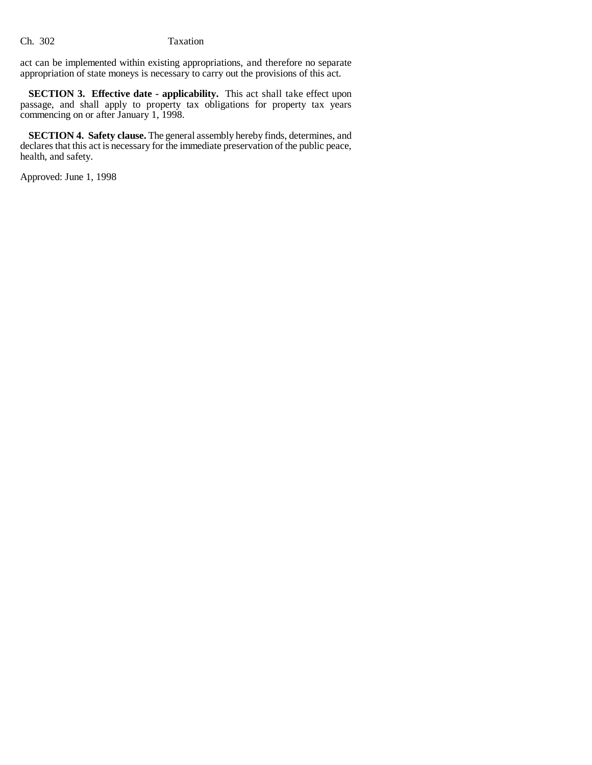act can be implemented within existing appropriations, and therefore no separate appropriation of state moneys is necessary to carry out the provisions of this act.

**SECTION 3. Effective date - applicability.** This act shall take effect upon passage, and shall apply to property tax obligations for property tax years commencing on or after January 1, 1998.

**SECTION 4. Safety clause.** The general assembly hereby finds, determines, and declares that this act is necessary for the immediate preservation of the public peace, health, and safety.

Approved: June 1, 1998